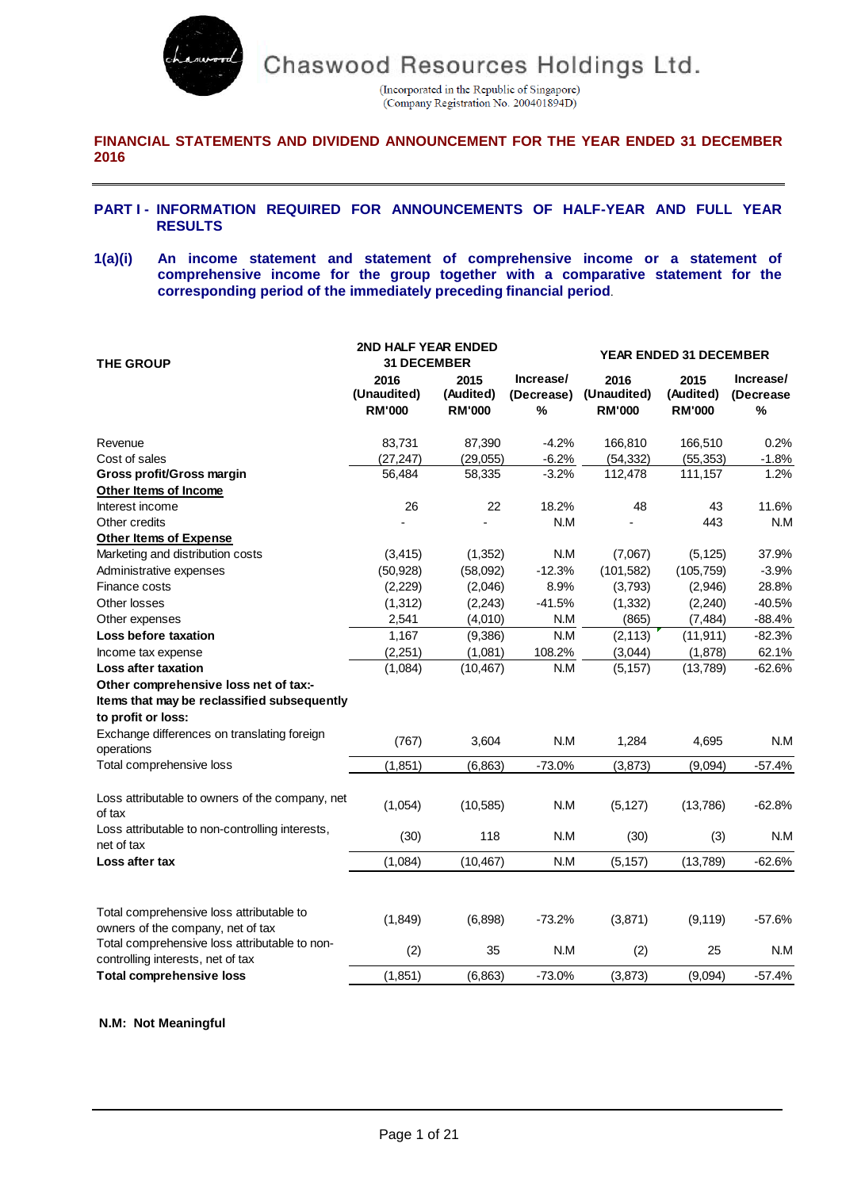# Chaswood Resources Holdings Ltd.

(Incorporated in the Republic of Singapore)
(Company Registration No. 200401894D)

**FINANCIAL STATEMENTS AND DIVIDEND ANNOUNCEMENT FOR THE YEAR ENDED 31 DECEMBER 2016**

## PART I - INFORMATION REQUIRED FOR ANNOUNCEMENTS OF HALF-YEAR AND FULL YEAR RESULTS

**1(a)(i) An income statement and statement of comprehensive income or a statement of comprehensive income for the group together with a comparative statement for the corresponding period of the immediately preceding financial period.**

| THE GROUP | 2ND HALF YEAR ENDED 31 DECEMBER | | | YEAR ENDED 31 DECEMBER | | |
|---|---|---|---|---|---|---|
| | 2016 (Unaudited) RM'000 | 2015 (Audited) RM'000 | Increase/ (Decrease) % | 2016 (Unaudited) RM'000 | 2015 (Audited) RM'000 | Increase/ (Decrease % |
| Revenue | 83,731 | 87,390 | -4.2% | 166,810 | 166,510 | 0.2% |
| Cost of sales | (27,247) | (29,055) | -6.2% | (54,332) | (55,353) | -1.8% |
| **Gross profit/Gross margin** | 56,484 | 58,335 | -3.2% | 112,478 | 111,157 | 1.2% |
| **Other Items of Income** | | | | | | |
| Interest income | 26 | 22 | 18.2% | 48 | 43 | 11.6% |
| Other credits | - | - | N.M | - | 443 | N.M |
| **Other Items of Expense** | | | | | | |
| Marketing and distribution costs | (3,415) | (1,352) | N.M | (7,067) | (5,125) | 37.9% |
| Administrative expenses | (50,928) | (58,092) | -12.3% | (101,582) | (105,759) | -3.9% |
| Finance costs | (2,229) | (2,046) | 8.9% | (3,793) | (2,946) | 28.8% |
| Other losses | (1,312) | (2,243) | -41.5% | (1,332) | (2,240) | -40.5% |
| Other expenses | 2,541 | (4,010) | N.M | (865) | (7,484) | -88.4% |
| **Loss before taxation** | 1,167 | (9,386) | N.M | (2,113) | (11,911) | -82.3% |
| Income tax expense | (2,251) | (1,081) | 108.2% | (3,044) | (1,878) | 62.1% |
| **Loss after taxation** | (1,084) | (10,467) | N.M | (5,157) | (13,789) | -62.6% |
| **Other comprehensive loss net of tax:-** | | | | | | |
| **Items that may be reclassified subsequently to profit or loss:** | | | | | | |
| Exchange differences on translating foreign operations | (767) | 3,604 | N.M | 1,284 | 4,695 | N.M |
| Total comprehensive loss | (1,851) | (6,863) | -73.0% | (3,873) | (9,094) | -57.4% |
| | | | | | | |
| Loss attributable to owners of the company, net of tax | (1,054) | (10,585) | N.M | (5,127) | (13,786) | -62.8% |
| Loss attributable to non-controlling interests, net of tax | (30) | 118 | N.M | (30) | (3) | N.M |
| **Loss after tax** | (1,084) | (10,467) | N.M | (5,157) | (13,789) | -62.6% |
| | | | | | | |
| Total comprehensive loss attributable to owners of the company, net of tax | (1,849) | (6,898) | -73.2% | (3,871) | (9,119) | -57.6% |
| Total comprehensive loss attributable to non-controlling interests, net of tax | (2) | 35 | N.M | (2) | 25 | N.M |
| **Total comprehensive loss** | (1,851) | (6,863) | -73.0% | (3,873) | (9,094) | -57.4% |

**N.M: Not Meaningful**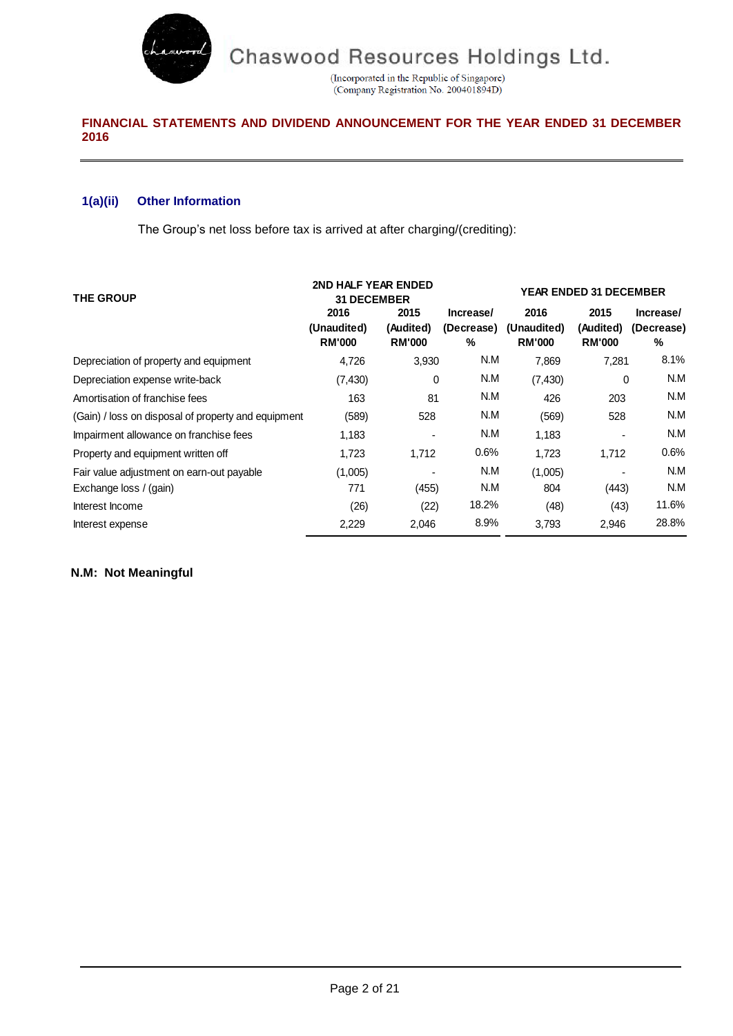Chaswood Resources Holdings Ltd.

(Incorporated in the Republic of Singapore)
(Company Registration No. 200401894D)

**FINANCIAL STATEMENTS AND DIVIDEND ANNOUNCEMENT FOR THE YEAR ENDED 31 DECEMBER 2016**

### 1(a)(ii) Other Information

The Group's net loss before tax is arrived at after charging/(crediting):

| THE GROUP | 2ND HALF YEAR ENDED 31 DECEMBER | | | YEAR ENDED 31 DECEMBER | | |
|---|---|---|---|---|---|---|
| | 2016 (Unaudited) RM'000 | 2015 (Audited) RM'000 | Increase/ (Decrease) % | 2016 (Unaudited) RM'000 | 2015 (Audited) RM'000 | Increase/ (Decrease) % |
| Depreciation of property and equipment | 4,726 | 3,930 | N.M | 7,869 | 7,281 | 8.1% |
| Depreciation expense write-back | (7,430) | 0 | N.M | (7,430) | 0 | N.M |
| Amortisation of franchise fees | 163 | 81 | N.M | 426 | 203 | N.M |
| (Gain) / loss on disposal of property and equipment | (589) | 528 | N.M | (569) | 528 | N.M |
| Impairment allowance on franchise fees | 1,183 | - | N.M | 1,183 | - | N.M |
| Property and equipment written off | 1,723 | 1,712 | 0.6% | 1,723 | 1,712 | 0.6% |
| Fair value adjustment on earn-out payable | (1,005) | - | N.M | (1,005) | - | N.M |
| Exchange loss / (gain) | 771 | (455) | N.M | 804 | (443) | N.M |
| Interest Income | (26) | (22) | 18.2% | (48) | (43) | 11.6% |
| Interest expense | 2,229 | 2,046 | 8.9% | 3,793 | 2,946 | 28.8% |

**N.M: Not Meaningful**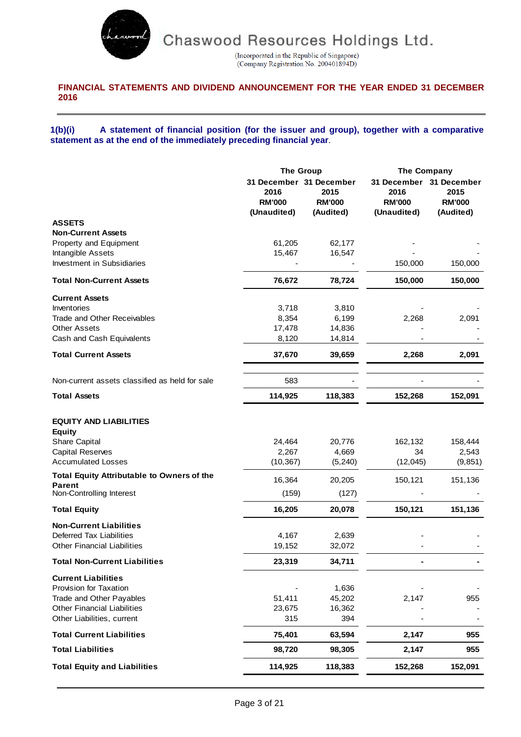Chaswood Resources Holdings Ltd.

(Incorporated in the Republic of Singapore)
(Company Registration No. 200401894D)

**FINANCIAL STATEMENTS AND DIVIDEND ANNOUNCEMENT FOR THE YEAR ENDED 31 DECEMBER 2016**

**1(b)(i) A statement of financial position (for the issuer and group), together with a comparative statement as at the end of the immediately preceding financial year.**

| | The Group | | The Company | |
|---|---|---|---|---|
| | 31 December 2016 RM'000 (Unaudited) | 31 December 2015 RM'000 (Audited) | 31 December 2016 RM'000 (Unaudited) | 31 December 2015 RM'000 (Audited) |
| **ASSETS** | | | | |
| **Non-Current Assets** | | | | |
| Property and Equipment | 61,205 | 62,177 | - | - |
| Intangible Assets | 15,467 | 16,547 | - | - |
| Investment in Subsidiaries | - | - | 150,000 | 150,000 |
| **Total Non-Current Assets** | **76,672** | **78,724** | **150,000** | **150,000** |
| **Current Assets** | | | | |
| Inventories | 3,718 | 3,810 | - | - |
| Trade and Other Receivables | 8,354 | 6,199 | 2,268 | 2,091 |
| Other Assets | 17,478 | 14,836 | - | - |
| Cash and Cash Equivalents | 8,120 | 14,814 | - | - |
| **Total Current Assets** | **37,670** | **39,659** | **2,268** | **2,091** |
| Non-current assets classified as held for sale | 583 | - | - | - |
| **Total Assets** | **114,925** | **118,383** | **152,268** | **152,091** |
| **EQUITY AND LIABILITIES** | | | | |
| **Equity** | | | | |
| Share Capital | 24,464 | 20,776 | 162,132 | 158,444 |
| Capital Reserves | 2,267 | 4,669 | 34 | 2,543 |
| Accumulated Losses | (10,367) | (5,240) | (12,045) | (9,851) |
| **Total Equity Attributable to Owners of the Parent** | 16,364 | 20,205 | 150,121 | 151,136 |
| Non-Controlling Interest | (159) | (127) | - | - |
| **Total Equity** | **16,205** | **20,078** | **150,121** | **151,136** |
| **Non-Current Liabilities** | | | | |
| Deferred Tax Liabilities | 4,167 | 2,639 | - | - |
| Other Financial Liabilities | 19,152 | 32,072 | - | - |
| **Total Non-Current Liabilities** | **23,319** | **34,711** | **-** | **-** |
| **Current Liabilities** | | | | |
| Provision for Taxation | - | 1,636 | - | - |
| Trade and Other Payables | 51,411 | 45,202 | 2,147 | 955 |
| Other Financial Liabilities | 23,675 | 16,362 | - | - |
| Other Liabilities, current | 315 | 394 | - | - |
| **Total Current Liabilities** | **75,401** | **63,594** | **2,147** | **955** |
| **Total Liabilities** | **98,720** | **98,305** | **2,147** | **955** |
| **Total Equity and Liabilities** | **114,925** | **118,383** | **152,268** | **152,091** |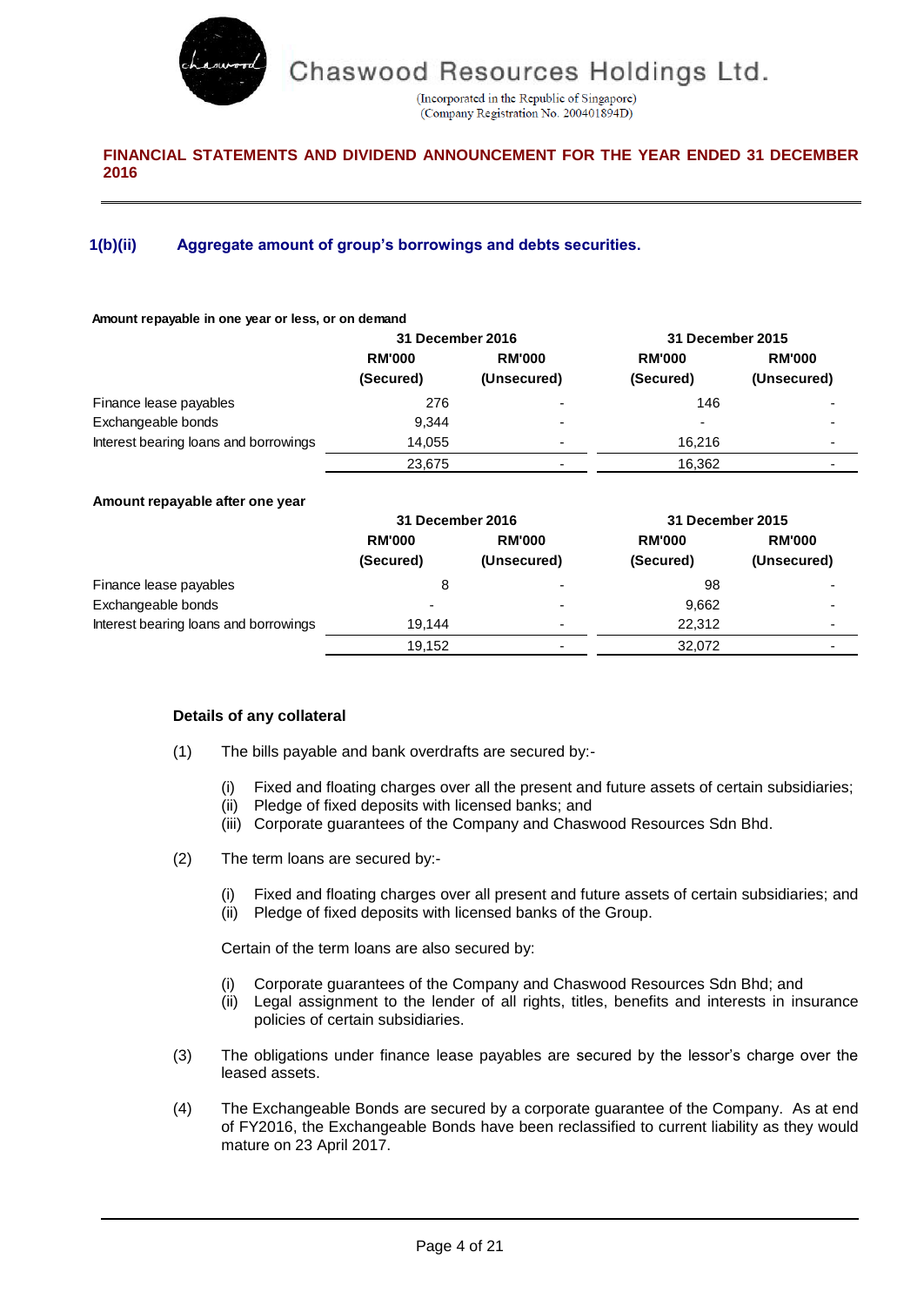Chaswood Resources Holdings Ltd.

(Incorporated in the Republic of Singapore)
(Company Registration No. 200401894D)

**FINANCIAL STATEMENTS AND DIVIDEND ANNOUNCEMENT FOR THE YEAR ENDED 31 DECEMBER 2016**

## 1(b)(ii) Aggregate amount of group's borrowings and debts securities.

**Amount repayable in one year or less, or on demand**

| | 31 December 2016 | | 31 December 2015 | |
|---|---|---|---|---|
| | RM'000 (Secured) | RM'000 (Unsecured) | RM'000 (Secured) | RM'000 (Unsecured) |
| Finance lease payables | 276 | - | 146 | - |
| Exchangeable bonds | 9,344 | - | - | - |
| Interest bearing loans and borrowings | 14,055 | - | 16,216 | - |
| | 23,675 | - | 16,362 | - |

**Amount repayable after one year**

| | 31 December 2016 | | 31 December 2015 | |
|---|---|---|---|---|
| | RM'000 (Secured) | RM'000 (Unsecured) | RM'000 (Secured) | RM'000 (Unsecured) |
| Finance lease payables | 8 | - | 98 | - |
| Exchangeable bonds | - | - | 9,662 | - |
| Interest bearing loans and borrowings | 19,144 | - | 22,312 | - |
| | 19,152 | - | 32,072 | - |

**Details of any collateral**

(1) The bills payable and bank overdrafts are secured by:-

(i) Fixed and floating charges over all the present and future assets of certain subsidiaries;
(ii) Pledge of fixed deposits with licensed banks; and
(iii) Corporate guarantees of the Company and Chaswood Resources Sdn Bhd.

(2) The term loans are secured by:-

(i) Fixed and floating charges over all present and future assets of certain subsidiaries; and
(ii) Pledge of fixed deposits with licensed banks of the Group.

Certain of the term loans are also secured by:

(i) Corporate guarantees of the Company and Chaswood Resources Sdn Bhd; and
(ii) Legal assignment to the lender of all rights, titles, benefits and interests in insurance policies of certain subsidiaries.

(3) The obligations under finance lease payables are secured by the lessor's charge over the leased assets.

(4) The Exchangeable Bonds are secured by a corporate guarantee of the Company. As at end of FY2016, the Exchangeable Bonds have been reclassified to current liability as they would mature on 23 April 2017.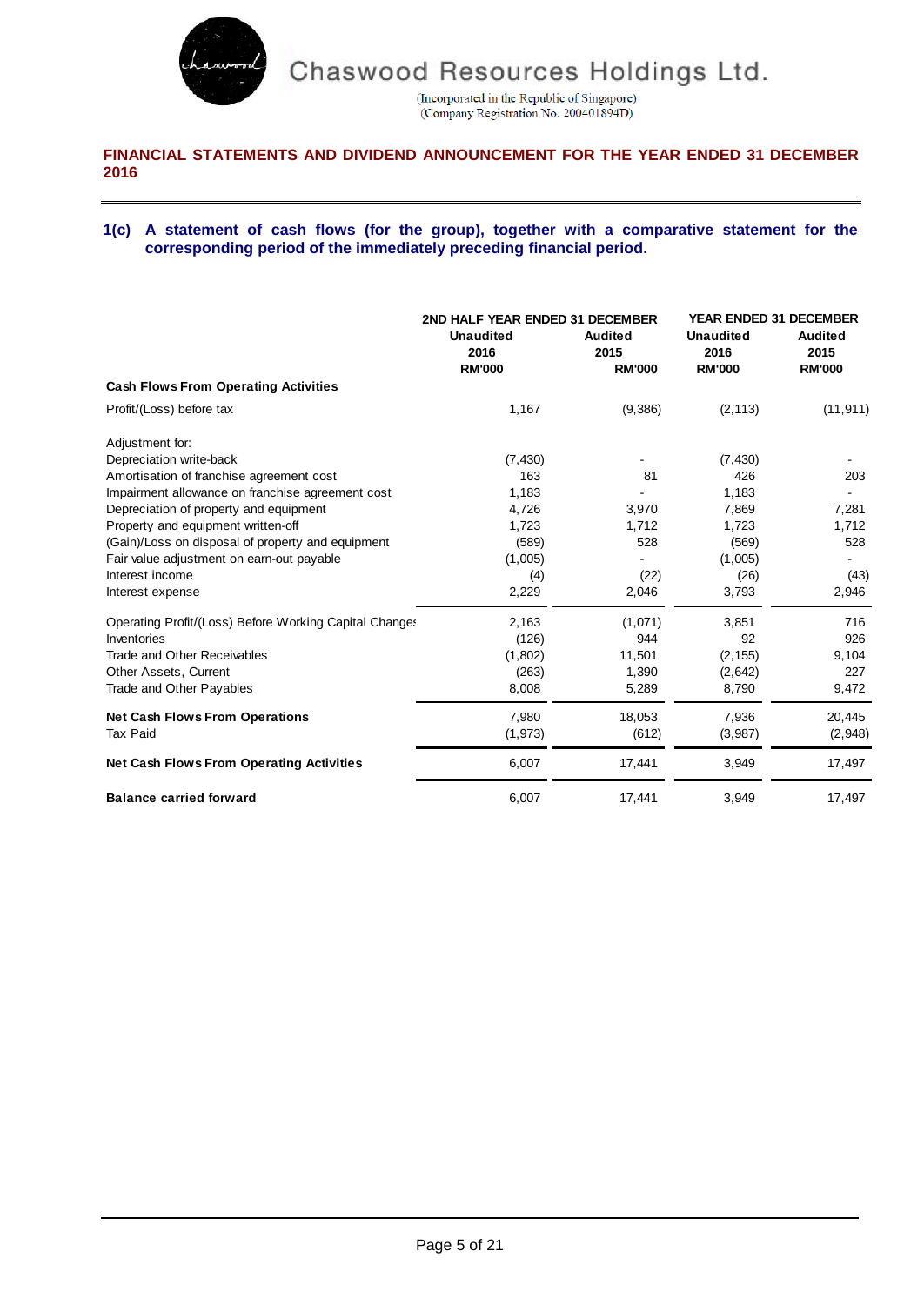**FINANCIAL STATEMENTS AND DIVIDEND ANNOUNCEMENT FOR THE YEAR ENDED 31 DECEMBER 2016**

### 1(c) A statement of cash flows (for the group), together with a comparative statement for the corresponding period of the immediately preceding financial period.

| | 2ND HALF YEAR ENDED 31 DECEMBER | | YEAR ENDED 31 DECEMBER | |
|---|---|---|---|---|
| | Unaudited 2016 RM'000 | Audited 2015 RM'000 | Unaudited 2016 RM'000 | Audited 2015 RM'000 |
| **Cash Flows From Operating Activities** | | | | |
| Profit/(Loss) before tax | 1,167 | (9,386) | (2,113) | (11,911) |
| Adjustment for: | | | | |
| Depreciation write-back | (7,430) | - | (7,430) | - |
| Amortisation of franchise agreement cost | 163 | 81 | 426 | 203 |
| Impairment allowance on franchise agreement cost | 1,183 | - | 1,183 | - |
| Depreciation of property and equipment | 4,726 | 3,970 | 7,869 | 7,281 |
| Property and equipment written-off | 1,723 | 1,712 | 1,723 | 1,712 |
| (Gain)/Loss on disposal of property and equipment | (589) | 528 | (569) | 528 |
| Fair value adjustment on earn-out payable | (1,005) | - | (1,005) | - |
| Interest income | (4) | (22) | (26) | (43) |
| Interest expense | 2,229 | 2,046 | 3,793 | 2,946 |
| Operating Profit/(Loss) Before Working Capital Changes | 2,163 | (1,071) | 3,851 | 716 |
| Inventories | (126) | 944 | 92 | 926 |
| Trade and Other Receivables | (1,802) | 11,501 | (2,155) | 9,104 |
| Other Assets, Current | (263) | 1,390 | (2,642) | 227 |
| Trade and Other Payables | 8,008 | 5,289 | 8,790 | 9,472 |
| **Net Cash Flows From Operations** | 7,980 | 18,053 | 7,936 | 20,445 |
| Tax Paid | (1,973) | (612) | (3,987) | (2,948) |
| **Net Cash Flows From Operating Activities** | 6,007 | 17,441 | 3,949 | 17,497 |
| **Balance carried forward** | 6,007 | 17,441 | 3,949 | 17,497 |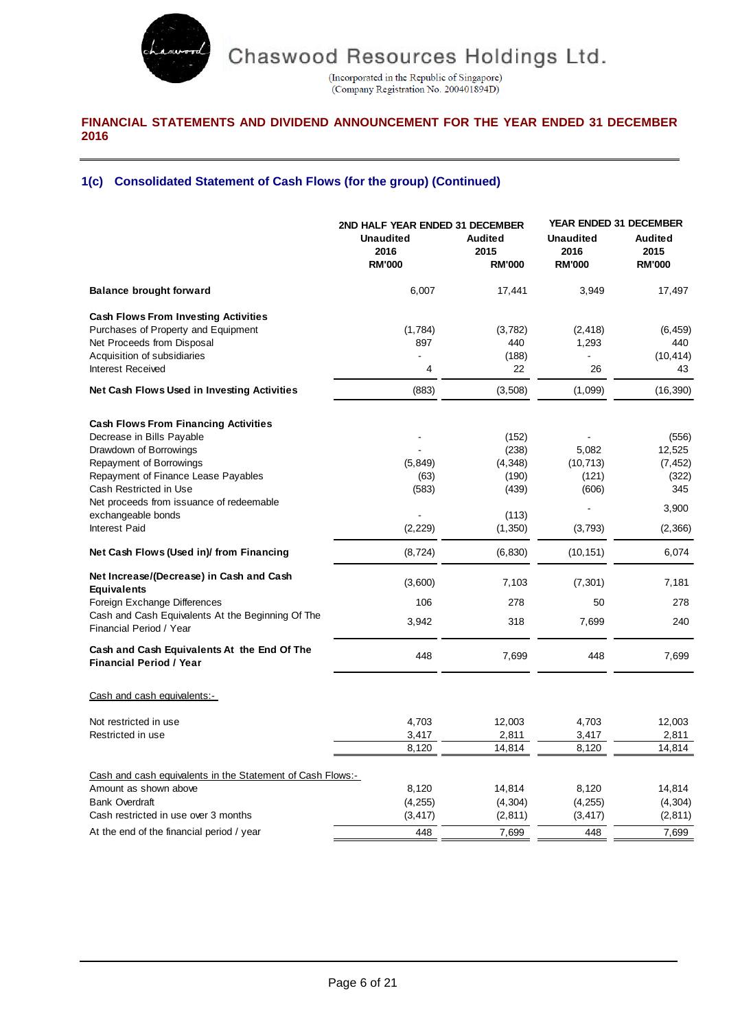**FINANCIAL STATEMENTS AND DIVIDEND ANNOUNCEMENT FOR THE YEAR ENDED 31 DECEMBER 2016**

## 1(c) Consolidated Statement of Cash Flows (for the group) (Continued)

| | 2ND HALF YEAR ENDED 31 DECEMBER | | YEAR ENDED 31 DECEMBER | |
|---|---|---|---|---|
| | Unaudited 2016 RM'000 | Audited 2015 RM'000 | Unaudited 2016 RM'000 | Audited 2015 RM'000 |
| **Balance brought forward** | 6,007 | 17,441 | 3,949 | 17,497 |
| **Cash Flows From Investing Activities** | | | | |
| Purchases of Property and Equipment | (1,784) | (3,782) | (2,418) | (6,459) |
| Net Proceeds from Disposal | 897 | 440 | 1,293 | 440 |
| Acquisition of subsidiaries | - | (188) | - | (10,414) |
| Interest Received | 4 | 22 | 26 | 43 |
| **Net Cash Flows Used in Investing Activities** | (883) | (3,508) | (1,099) | (16,390) |
| **Cash Flows From Financing Activities** | | | | |
| Decrease in Bills Payable | - | (152) | - | (556) |
| Drawdown of Borrowings | - | (238) | 5,082 | 12,525 |
| Repayment of Borrowings | (5,849) | (4,348) | (10,713) | (7,452) |
| Repayment of Finance Lease Payables | (63) | (190) | (121) | (322) |
| Cash Restricted in Use | (583) | (439) | (606) | 345 |
| Net proceeds from issuance of redeemable exchangeable bonds | - | (113) | - | 3,900 |
| Interest Paid | (2,229) | (1,350) | (3,793) | (2,366) |
| **Net Cash Flows (Used in)/ from Financing** | (8,724) | (6,830) | (10,151) | 6,074 |
| **Net Increase/(Decrease) in Cash and Cash Equivalents** | (3,600) | 7,103 | (7,301) | 7,181 |
| Foreign Exchange Differences | 106 | 278 | 50 | 278 |
| Cash and Cash Equivalents At the Beginning Of The Financial Period / Year | 3,942 | 318 | 7,699 | 240 |
| **Cash and Cash Equivalents At the End Of The Financial Period / Year** | 448 | 7,699 | 448 | 7,699 |
| Cash and cash equivalents:- | | | | |
| Not restricted in use | 4,703 | 12,003 | 4,703 | 12,003 |
| Restricted in use | 3,417 | 2,811 | 3,417 | 2,811 |
| | 8,120 | 14,814 | 8,120 | 14,814 |
| Cash and cash equivalents in the Statement of Cash Flows:- | | | | |
| Amount as shown above | 8,120 | 14,814 | 8,120 | 14,814 |
| Bank Overdraft | (4,255) | (4,304) | (4,255) | (4,304) |
| Cash restricted in use over 3 months | (3,417) | (2,811) | (3,417) | (2,811) |
| At the end of the financial period / year | 448 | 7,699 | 448 | 7,699 |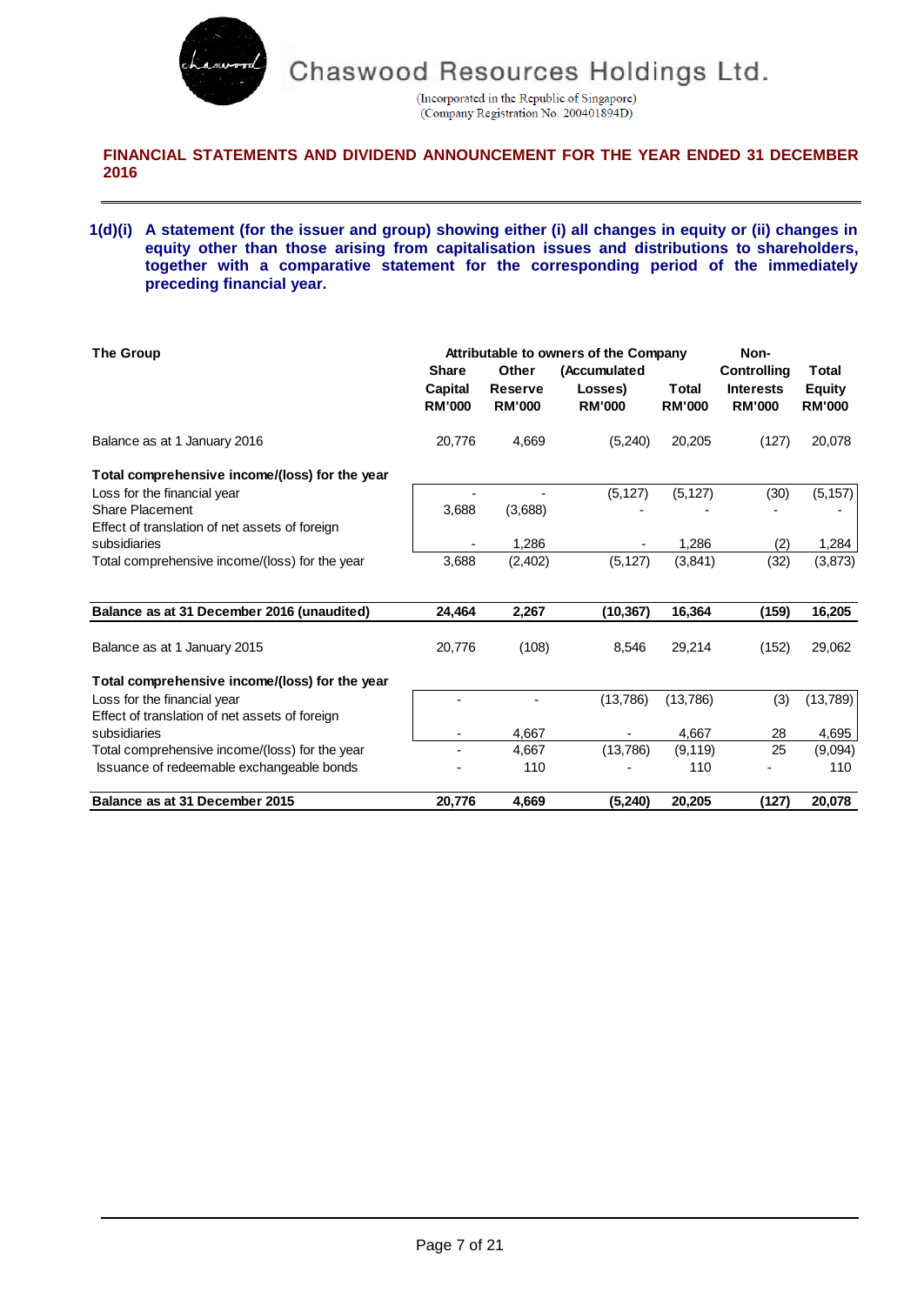FINANCIAL STATEMENTS AND DIVIDEND ANNOUNCEMENT FOR THE YEAR ENDED 31 DECEMBER 2016

**1(d)(i) A statement (for the issuer and group) showing either (i) all changes in equity or (ii) changes in equity other than those arising from capitalisation issues and distributions to shareholders, together with a comparative statement for the corresponding period of the immediately preceding financial year.**

| The Group | Attributable to owners of the Company | | | | Non-Controlling Interests | Total Equity |
|---|---|---|---|---|---|---|
| | Share Capital RM'000 | Other Reserve RM'000 | (Accumulated Losses) RM'000 | Total RM'000 | RM'000 | RM'000 |
| Balance as at 1 January 2016 | 20,776 | 4,669 | (5,240) | 20,205 | (127) | 20,078 |
| **Total comprehensive income/(loss) for the year** | | | | | | |
| Loss for the financial year | - | - | (5,127) | (5,127) | (30) | (5,157) |
| Share Placement | 3,688 | (3,688) | - | - | - | - |
| Effect of translation of net assets of foreign subsidiaries | - | 1,286 | - | 1,286 | (2) | 1,284 |
| Total comprehensive income/(loss) for the year | 3,688 | (2,402) | (5,127) | (3,841) | (32) | (3,873) |
| **Balance as at 31 December 2016 (unaudited)** | **24,464** | **2,267** | **(10,367)** | **16,364** | **(159)** | **16,205** |
| Balance as at 1 January 2015 | 20,776 | (108) | 8,546 | 29,214 | (152) | 29,062 |
| **Total comprehensive income/(loss) for the year** | | | | | | |
| Loss for the financial year | - | - | (13,786) | (13,786) | (3) | (13,789) |
| Effect of translation of net assets of foreign subsidiaries | - | 4,667 | - | 4,667 | 28 | 4,695 |
| Total comprehensive income/(loss) for the year | - | 4,667 | (13,786) | (9,119) | 25 | (9,094) |
| Issuance of redeemable exchangeable bonds | - | 110 | - | 110 | - | 110 |
| **Balance as at 31 December 2015** | **20,776** | **4,669** | **(5,240)** | **20,205** | **(127)** | **20,078** |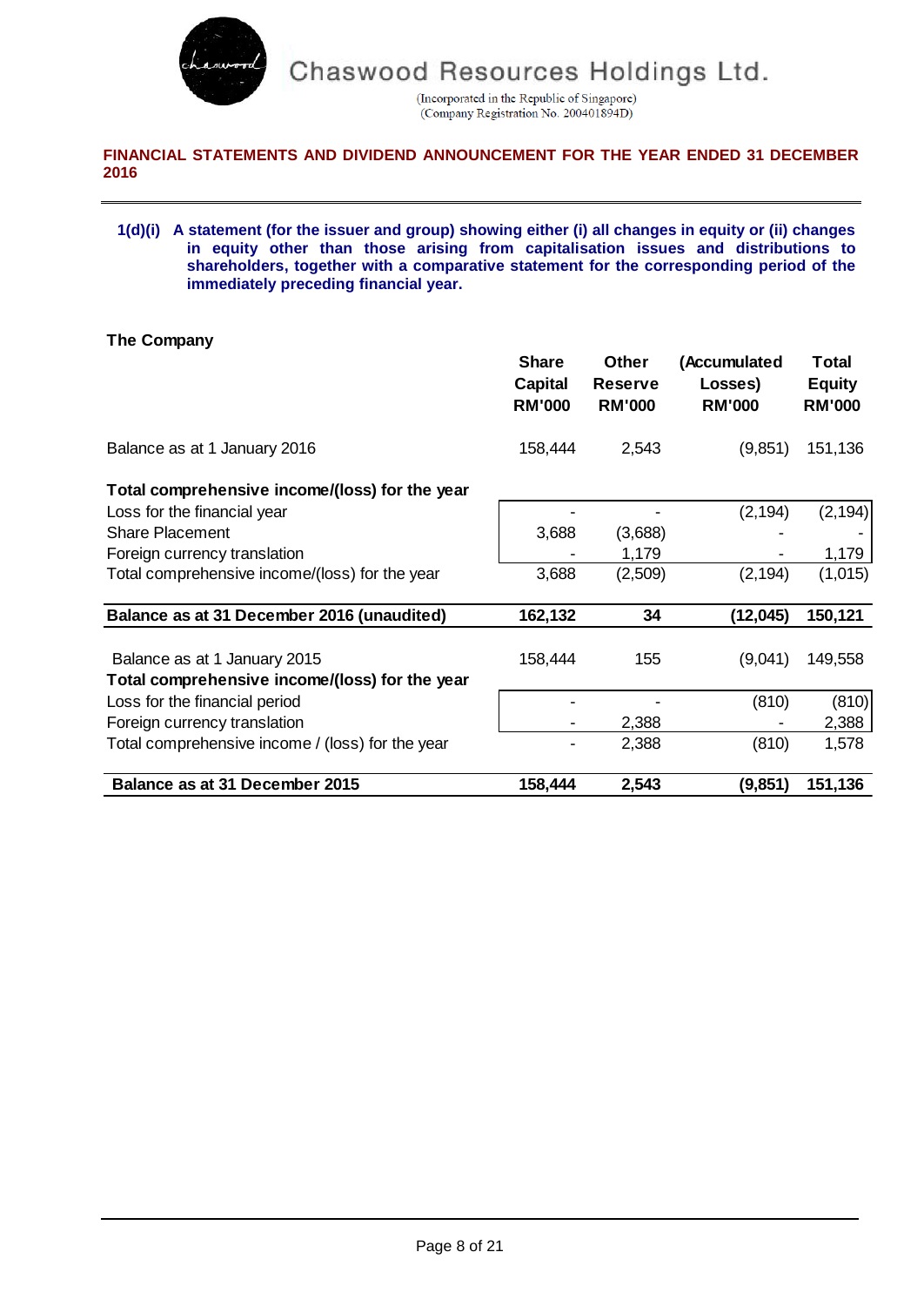**FINANCIAL STATEMENTS AND DIVIDEND ANNOUNCEMENT FOR THE YEAR ENDED 31 DECEMBER 2016**

**1(d)(i) A statement (for the issuer and group) showing either (i) all changes in equity or (ii) changes in equity other than those arising from capitalisation issues and distributions to shareholders, together with a comparative statement for the corresponding period of the immediately preceding financial year.**

**The Company**

| | Share Capital RM'000 | Other Reserve RM'000 | (Accumulated Losses) RM'000 | Total Equity RM'000 |
|---|---|---|---|---|
| Balance as at 1 January 2016 | 158,444 | 2,543 | (9,851) | 151,136 |
| **Total comprehensive income/(loss) for the year** | | | | |
| Loss for the financial year | - | - | (2,194) | (2,194) |
| Share Placement | 3,688 | (3,688) | - | - |
| Foreign currency translation | - | 1,179 | - | 1,179 |
| Total comprehensive income/(loss) for the year | 3,688 | (2,509) | (2,194) | (1,015) |
| **Balance as at 31 December 2016 (unaudited)** | **162,132** | **34** | **(12,045)** | **150,121** |
| Balance as at 1 January 2015 | 158,444 | 155 | (9,041) | 149,558 |
| **Total comprehensive income/(loss) for the year** | | | | |
| Loss for the financial period | - | - | (810) | (810) |
| Foreign currency translation | - | 2,388 | - | 2,388 |
| Total comprehensive income / (loss) for the year | - | 2,388 | (810) | 1,578 |
| **Balance as at 31 December 2015** | **158,444** | **2,543** | **(9,851)** | **151,136** |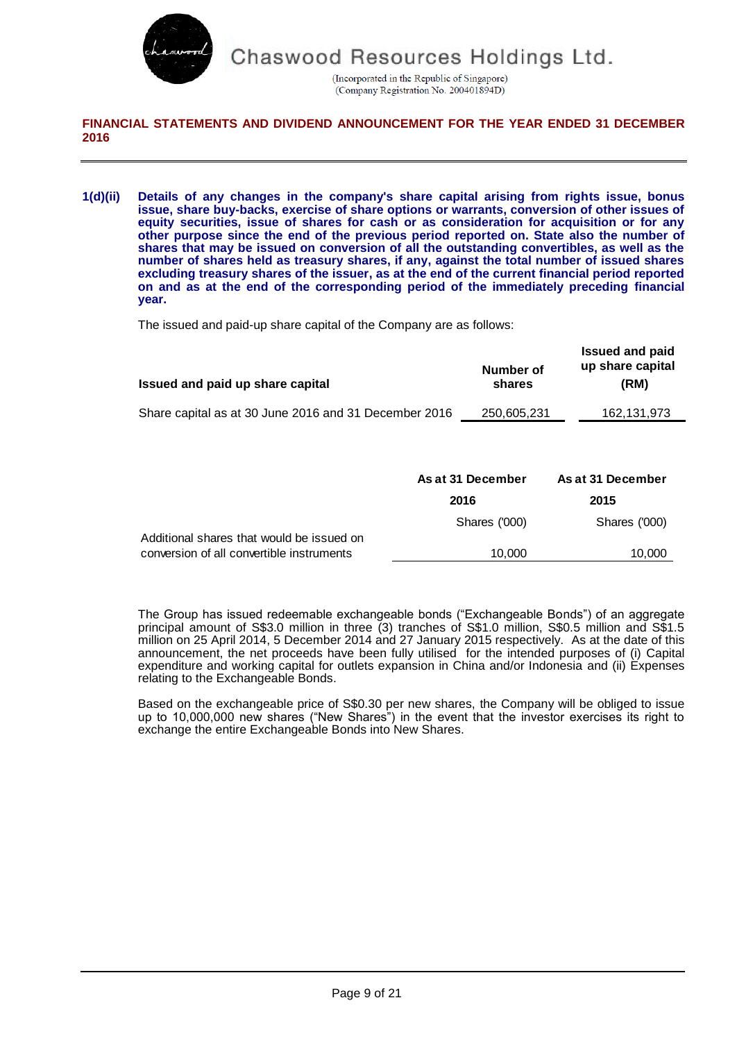**1(d)(ii) Details of any changes in the company's share capital arising from rights issue, bonus issue, share buy-backs, exercise of share options or warrants, conversion of other issues of equity securities, issue of shares for cash or as consideration for acquisition or for any other purpose since the end of the previous period reported on. State also the number of shares that may be issued on conversion of all the outstanding convertibles, as well as the number of shares held as treasury shares, if any, against the total number of issued shares excluding treasury shares of the issuer, as at the end of the current financial period reported on and as at the end of the corresponding period of the immediately preceding financial year.**

The issued and paid-up share capital of the Company are as follows:

| Issued and paid up share capital | Number of shares | Issued and paid up share capital (RM) |
|---|---|---|
| Share capital as at 30 June 2016 and 31 December 2016 | 250,605,231 | 162,131,973 |

| | As at 31 December 2016 | As at 31 December 2015 |
|---|---|---|
| | Shares ('000) | Shares ('000) |
| Additional shares that would be issued on conversion of all convertible instruments | 10,000 | 10,000 |

The Group has issued redeemable exchangeable bonds ("Exchangeable Bonds") of an aggregate principal amount of S$3.0 million in three (3) tranches of S$1.0 million, S$0.5 million and S$1.5 million on 25 April 2014, 5 December 2014 and 27 January 2015 respectively. As at the date of this announcement, the net proceeds have been fully utilised for the intended purposes of (i) Capital expenditure and working capital for outlets expansion in China and/or Indonesia and (ii) Expenses relating to the Exchangeable Bonds.

Based on the exchangeable price of S$0.30 per new shares, the Company will be obliged to issue up to 10,000,000 new shares ("New Shares") in the event that the investor exercises its right to exchange the entire Exchangeable Bonds into New Shares.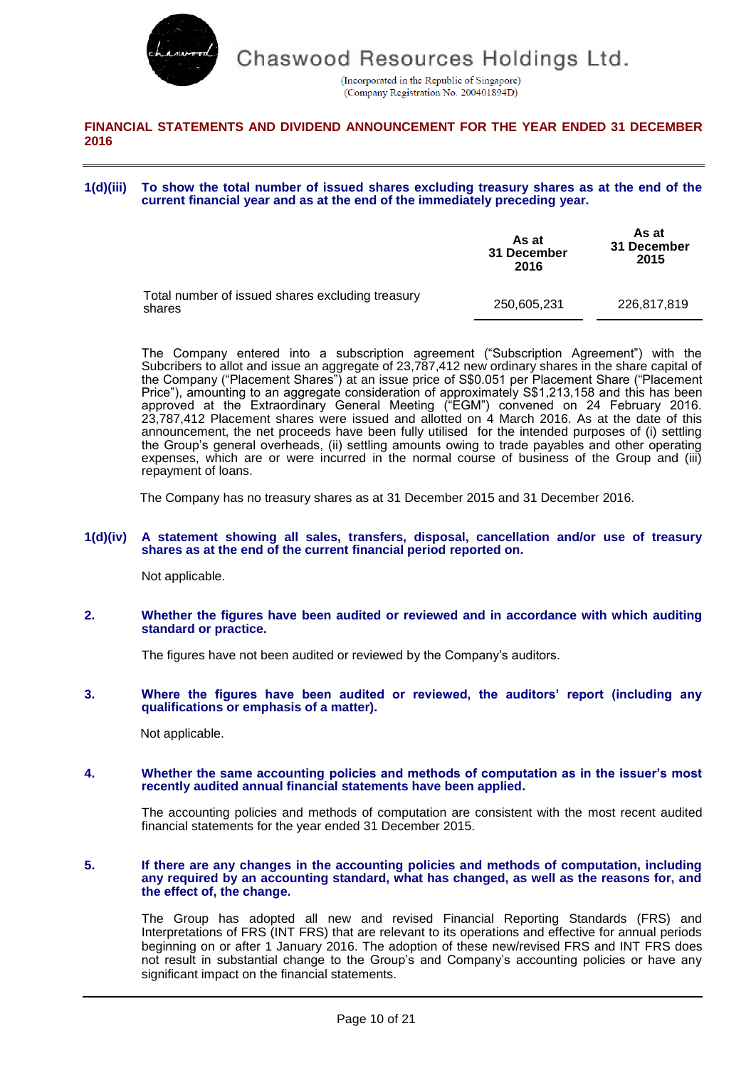**1(d)(iii) To show the total number of issued shares excluding treasury shares as at the end of the current financial year and as at the end of the immediately preceding year.**

| | As at 31 December 2016 | As at 31 December 2015 |
|---|---|---|
| Total number of issued shares excluding treasury shares | 250,605,231 | 226,817,819 |

The Company entered into a subscription agreement ("Subscription Agreement") with the Subcribers to allot and issue an aggregate of 23,787,412 new ordinary shares in the share capital of the Company ("Placement Shares") at an issue price of S$0.051 per Placement Share ("Placement Price"), amounting to an aggregate consideration of approximately S$1,213,158 and this has been approved at the Extraordinary General Meeting ("EGM") convened on 24 February 2016. 23,787,412 Placement shares were issued and allotted on 4 March 2016. As at the date of this announcement, the net proceeds have been fully utilised for the intended purposes of (i) settling the Group's general overheads, (ii) settling amounts owing to trade payables and other operating expenses, which are or were incurred in the normal course of business of the Group and (iii) repayment of loans.

The Company has no treasury shares as at 31 December 2015 and 31 December 2016.

**1(d)(iv) A statement showing all sales, transfers, disposal, cancellation and/or use of treasury shares as at the end of the current financial period reported on.**

Not applicable.

**2. Whether the figures have been audited or reviewed and in accordance with which auditing standard or practice.**

The figures have not been audited or reviewed by the Company's auditors.

**3. Where the figures have been audited or reviewed, the auditors' report (including any qualifications or emphasis of a matter).**

Not applicable.

**4. Whether the same accounting policies and methods of computation as in the issuer's most recently audited annual financial statements have been applied.**

The accounting policies and methods of computation are consistent with the most recent audited financial statements for the year ended 31 December 2015.

**5. If there are any changes in the accounting policies and methods of computation, including any required by an accounting standard, what has changed, as well as the reasons for, and the effect of, the change.**

The Group has adopted all new and revised Financial Reporting Standards (FRS) and Interpretations of FRS (INT FRS) that are relevant to its operations and effective for annual periods beginning on or after 1 January 2016. The adoption of these new/revised FRS and INT FRS does not result in substantial change to the Group's and Company's accounting policies or have any significant impact on the financial statements.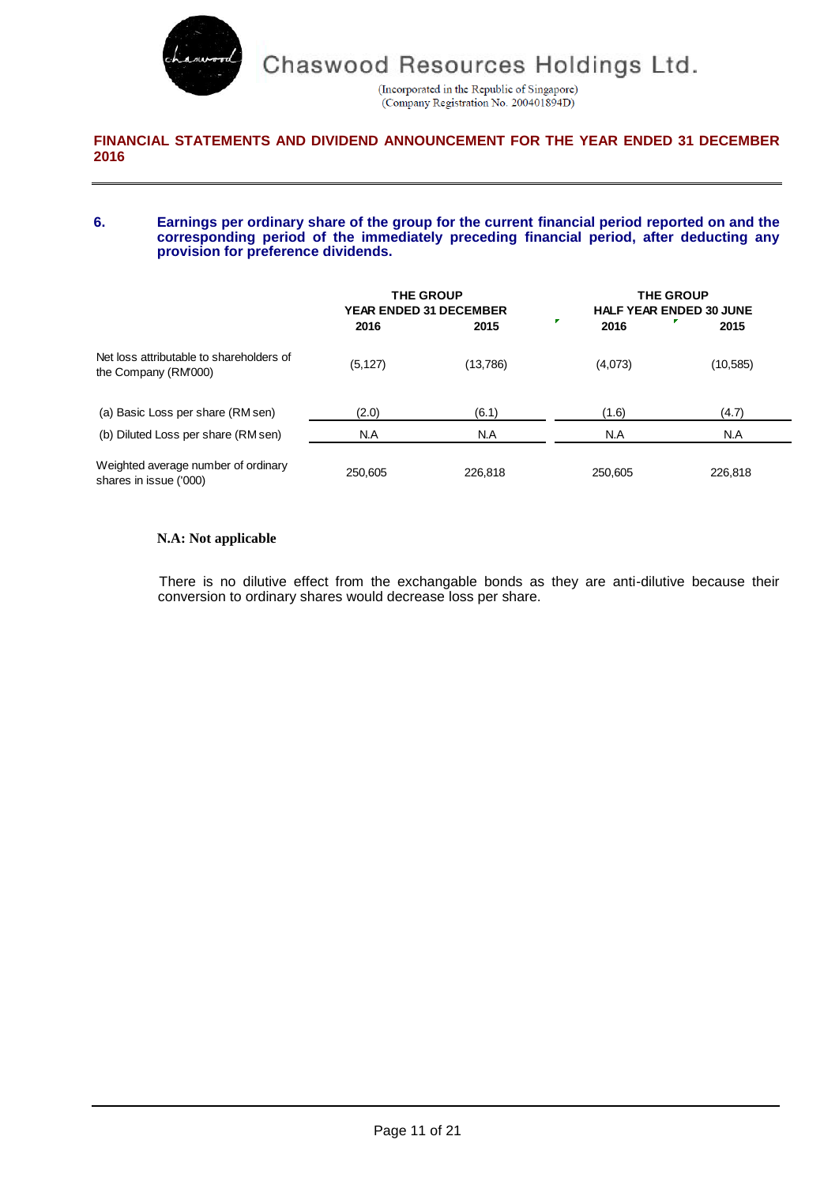**FINANCIAL STATEMENTS AND DIVIDEND ANNOUNCEMENT FOR THE YEAR ENDED 31 DECEMBER 2016**

## 6. Earnings per ordinary share of the group for the current financial period reported on and the corresponding period of the immediately preceding financial period, after deducting any provision for preference dividends.

| | THE GROUP YEAR ENDED 31 DECEMBER | | THE GROUP HALF YEAR ENDED 30 JUNE | |
|---|---|---|---|---|
| | 2016 | 2015 | 2016 | 2015 |
| Net loss attributable to shareholders of the Company (RM'000) | (5,127) | (13,786) | (4,073) | (10,585) |
| (a) Basic Loss per share (RM sen) | (2.0) | (6.1) | (1.6) | (4.7) |
| (b) Diluted Loss per share (RM sen) | N.A | N.A | N.A | N.A |
| Weighted average number of ordinary shares in issue ('000) | 250,605 | 226,818 | 250,605 | 226,818 |

**N.A: Not applicable**

There is no dilutive effect from the exchangable bonds as they are anti-dilutive because their conversion to ordinary shares would decrease loss per share.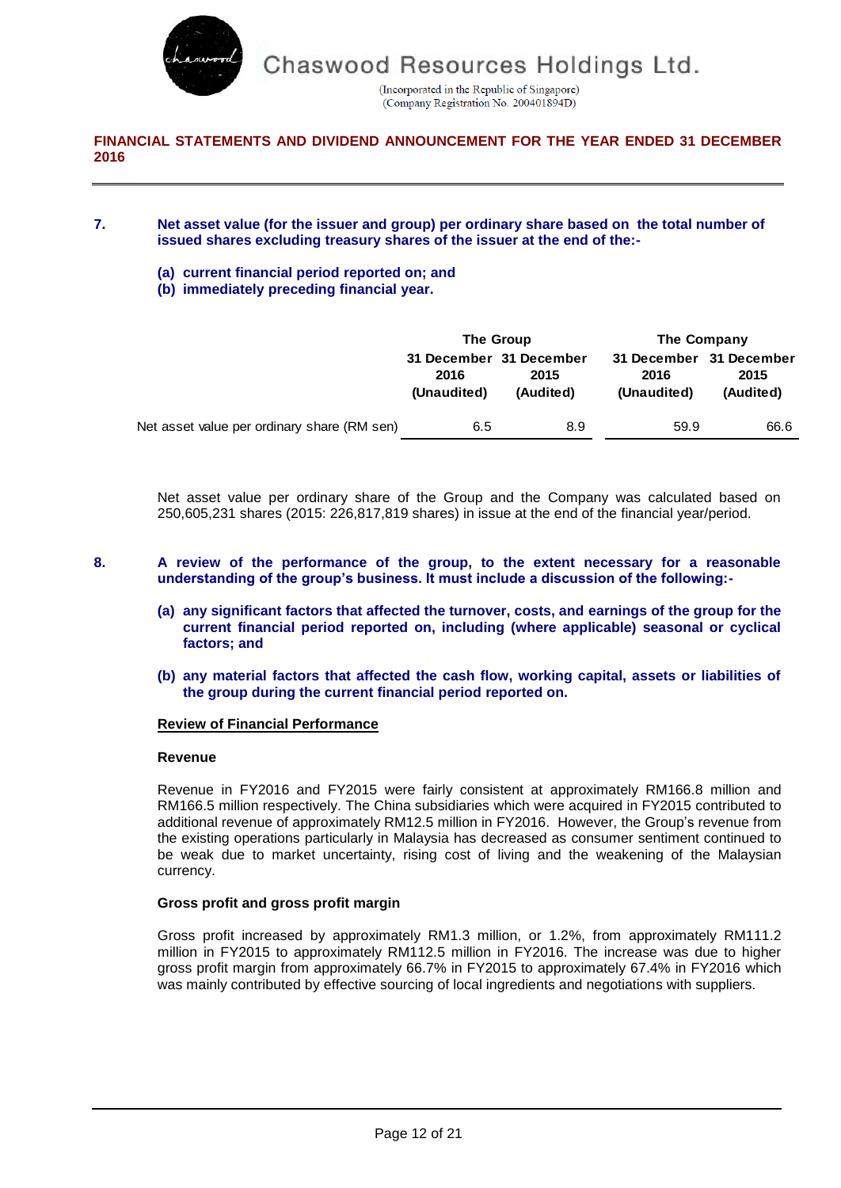**7. Net asset value (for the issuer and group) per ordinary share based on the total number of issued shares excluding treasury shares of the issuer at the end of the:-**

**(a) current financial period reported on; and**

**(b) immediately preceding financial year.**

| | The Group | | The Company | |
|---|---|---|---|---|
| | 31 December 2016 (Unaudited) | 31 December 2015 (Audited) | 31 December 2016 (Unaudited) | 31 December 2015 (Audited) |
| Net asset value per ordinary share (RM sen) | 6.5 | 8.9 | 59.9 | 66.6 |

Net asset value per ordinary share of the Group and the Company was calculated based on 250,605,231 shares (2015: 226,817,819 shares) in issue at the end of the financial year/period.

**8. A review of the performance of the group, to the extent necessary for a reasonable understanding of the group's business. It must include a discussion of the following:-**

**(a) any significant factors that affected the turnover, costs, and earnings of the group for the current financial period reported on, including (where applicable) seasonal or cyclical factors; and**

**(b) any material factors that affected the cash flow, working capital, assets or liabilities of the group during the current financial period reported on.**

**Review of Financial Performance**

**Revenue**

Revenue in FY2016 and FY2015 were fairly consistent at approximately RM166.8 million and RM166.5 million respectively. The China subsidiaries which were acquired in FY2015 contributed to additional revenue of approximately RM12.5 million in FY2016. However, the Group's revenue from the existing operations particularly in Malaysia has decreased as consumer sentiment continued to be weak due to market uncertainty, rising cost of living and the weakening of the Malaysian currency.

**Gross profit and gross profit margin**

Gross profit increased by approximately RM1.3 million, or 1.2%, from approximately RM111.2 million in FY2015 to approximately RM112.5 million in FY2016. The increase was due to higher gross profit margin from approximately 66.7% in FY2015 to approximately 67.4% in FY2016 which was mainly contributed by effective sourcing of local ingredients and negotiations with suppliers.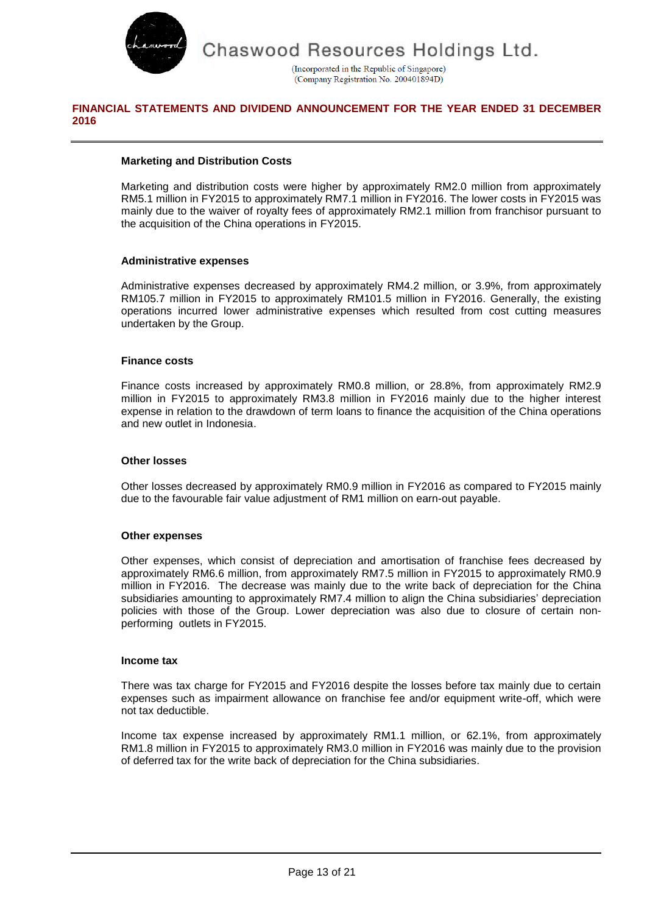#### Marketing and Distribution Costs

Marketing and distribution costs were higher by approximately RM2.0 million from approximately RM5.1 million in FY2015 to approximately RM7.1 million in FY2016. The lower costs in FY2015 was mainly due to the waiver of royalty fees of approximately RM2.1 million from franchisor pursuant to the acquisition of the China operations in FY2015.

#### Administrative expenses

Administrative expenses decreased by approximately RM4.2 million, or 3.9%, from approximately RM105.7 million in FY2015 to approximately RM101.5 million in FY2016. Generally, the existing operations incurred lower administrative expenses which resulted from cost cutting measures undertaken by the Group.

#### Finance costs

Finance costs increased by approximately RM0.8 million, or 28.8%, from approximately RM2.9 million in FY2015 to approximately RM3.8 million in FY2016 mainly due to the higher interest expense in relation to the drawdown of term loans to finance the acquisition of the China operations and new outlet in Indonesia.

#### Other losses

Other losses decreased by approximately RM0.9 million in FY2016 as compared to FY2015 mainly due to the favourable fair value adjustment of RM1 million on earn-out payable.

#### Other expenses

Other expenses, which consist of depreciation and amortisation of franchise fees decreased by approximately RM6.6 million, from approximately RM7.5 million in FY2015 to approximately RM0.9 million in FY2016. The decrease was mainly due to the write back of depreciation for the China subsidiaries amounting to approximately RM7.4 million to align the China subsidiaries' depreciation policies with those of the Group. Lower depreciation was also due to closure of certain non-performing outlets in FY2015.

#### Income tax

There was tax charge for FY2015 and FY2016 despite the losses before tax mainly due to certain expenses such as impairment allowance on franchise fee and/or equipment write-off, which were not tax deductible.

Income tax expense increased by approximately RM1.1 million, or 62.1%, from approximately RM1.8 million in FY2015 to approximately RM3.0 million in FY2016 was mainly due to the provision of deferred tax for the write back of depreciation for the China subsidiaries.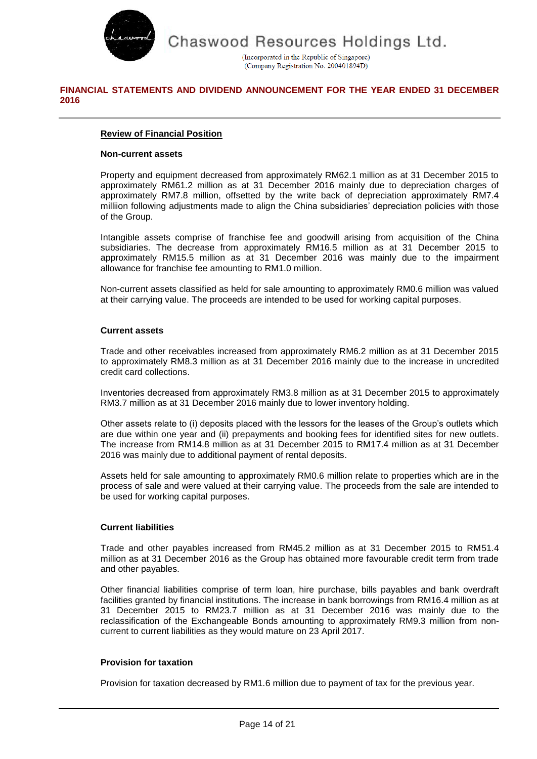**FINANCIAL STATEMENTS AND DIVIDEND ANNOUNCEMENT FOR THE YEAR ENDED 31 DECEMBER 2016**

## Review of Financial Position

### Non-current assets

Property and equipment decreased from approximately RM62.1 million as at 31 December 2015 to approximately RM61.2 million as at 31 December 2016 mainly due to depreciation charges of approximately RM7.8 million, offsetted by the write back of depreciation approximately RM7.4 milliion following adjustments made to align the China subsidiaries' depreciation policies with those of the Group.

Intangible assets comprise of franchise fee and goodwill arising from acquisition of the China subsidiaries. The decrease from approximately RM16.5 million as at 31 December 2015 to approximately RM15.5 million as at 31 December 2016 was mainly due to the impairment allowance for franchise fee amounting to RM1.0 million.

Non-current assets classified as held for sale amounting to approximately RM0.6 million was valued at their carrying value. The proceeds are intended to be used for working capital purposes.

### Current assets

Trade and other receivables increased from approximately RM6.2 million as at 31 December 2015 to approximately RM8.3 million as at 31 December 2016 mainly due to the increase in uncredited credit card collections.

Inventories decreased from approximately RM3.8 million as at 31 December 2015 to approximately RM3.7 million as at 31 December 2016 mainly due to lower inventory holding.

Other assets relate to (i) deposits placed with the lessors for the leases of the Group's outlets which are due within one year and (ii) prepayments and booking fees for identified sites for new outlets. The increase from RM14.8 million as at 31 December 2015 to RM17.4 million as at 31 December 2016 was mainly due to additional payment of rental deposits.

Assets held for sale amounting to approximately RM0.6 million relate to properties which are in the process of sale and were valued at their carrying value. The proceeds from the sale are intended to be used for working capital purposes.

### Current liabilities

Trade and other payables increased from RM45.2 million as at 31 December 2015 to RM51.4 million as at 31 December 2016 as the Group has obtained more favourable credit term from trade and other payables.

Other financial liabilities comprise of term loan, hire purchase, bills payables and bank overdraft facilities granted by financial institutions. The increase in bank borrowings from RM16.4 million as at 31 December 2015 to RM23.7 million as at 31 December 2016 was mainly due to the reclassification of the Exchangeable Bonds amounting to approximately RM9.3 million from non-current to current liabilities as they would mature on 23 April 2017.

### Provision for taxation

Provision for taxation decreased by RM1.6 million due to payment of tax for the previous year.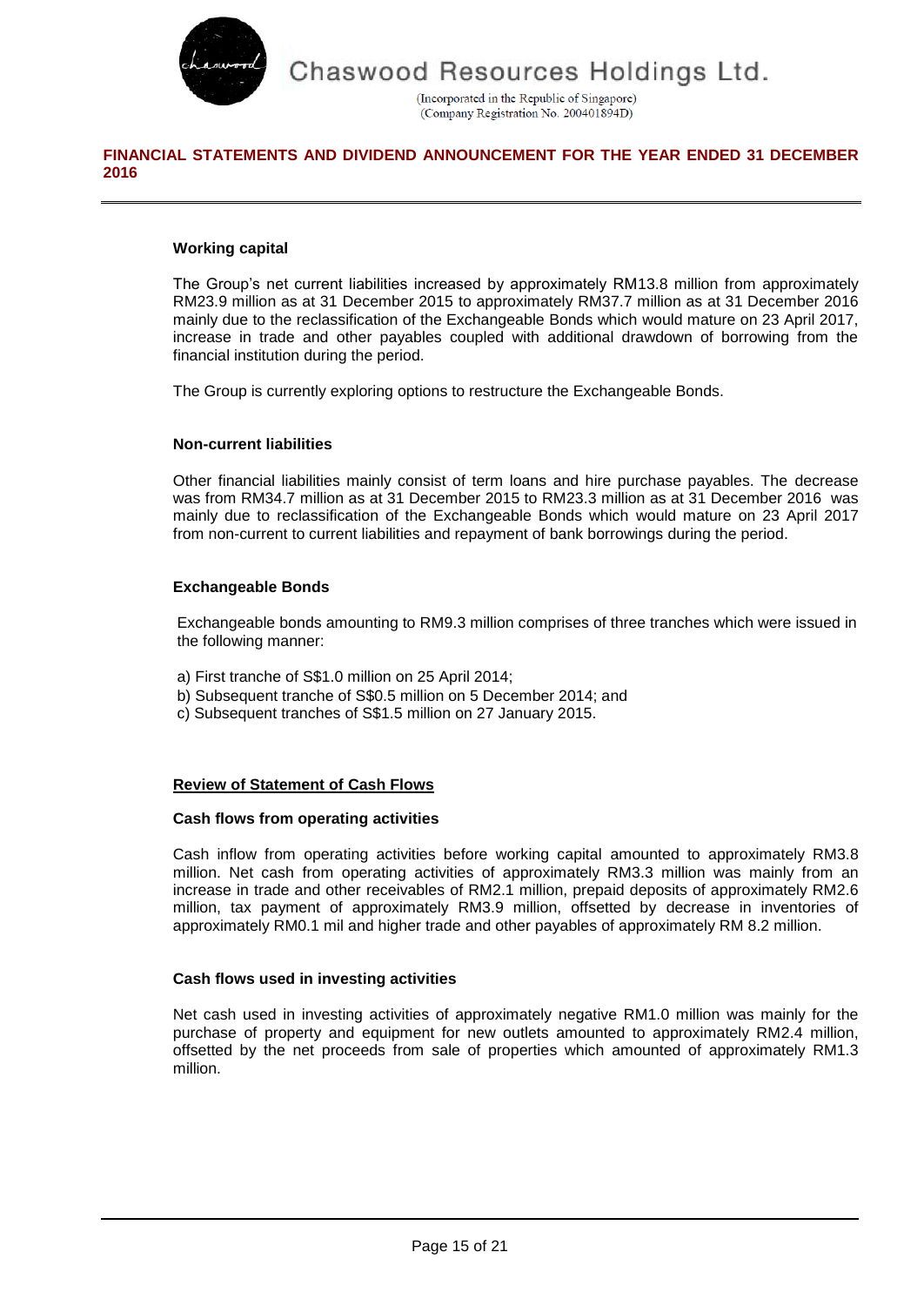#### Working capital

The Group's net current liabilities increased by approximately RM13.8 million from approximately RM23.9 million as at 31 December 2015 to approximately RM37.7 million as at 31 December 2016 mainly due to the reclassification of the Exchangeable Bonds which would mature on 23 April 2017, increase in trade and other payables coupled with additional drawdown of borrowing from the financial institution during the period.

The Group is currently exploring options to restructure the Exchangeable Bonds.

#### Non-current liabilities

Other financial liabilities mainly consist of term loans and hire purchase payables. The decrease was from RM34.7 million as at 31 December 2015 to RM23.3 million as at 31 December 2016 was mainly due to reclassification of the Exchangeable Bonds which would mature on 23 April 2017 from non-current to current liabilities and repayment of bank borrowings during the period.

#### Exchangeable Bonds

Exchangeable bonds amounting to RM9.3 million comprises of three tranches which were issued in the following manner:

a) First tranche of S$1.0 million on 25 April 2014;
b) Subsequent tranche of S$0.5 million on 5 December 2014; and
c) Subsequent tranches of S$1.5 million on 27 January 2015.

### Review of Statement of Cash Flows

#### Cash flows from operating activities

Cash inflow from operating activities before working capital amounted to approximately RM3.8 million. Net cash from operating activities of approximately RM3.3 million was mainly from an increase in trade and other receivables of RM2.1 million, prepaid deposits of approximately RM2.6 million, tax payment of approximately RM3.9 million, offsetted by decrease in inventories of approximately RM0.1 mil and higher trade and other payables of approximately RM 8.2 million.

#### Cash flows used in investing activities

Net cash used in investing activities of approximately negative RM1.0 million was mainly for the purchase of property and equipment for new outlets amounted to approximately RM2.4 million, offsetted by the net proceeds from sale of properties which amounted of approximately RM1.3 million.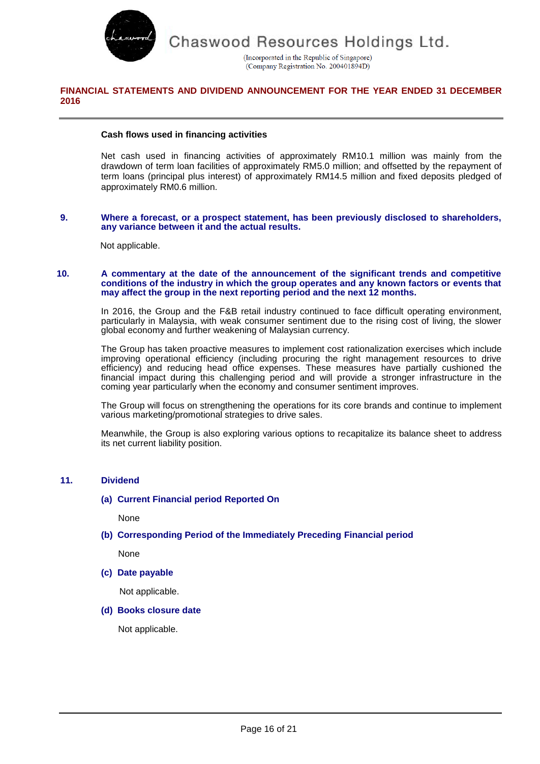**Cash flows used in financing activities**

Net cash used in financing activities of approximately RM10.1 million was mainly from the drawdown of term loan facilities of approximately RM5.0 million; and offsetted by the repayment of term loans (principal plus interest) of approximately RM14.5 million and fixed deposits pledged of approximately RM0.6 million.

## 9. Where a forecast, or a prospect statement, has been previously disclosed to shareholders, any variance between it and the actual results.

Not applicable.

## 10. A commentary at the date of the announcement of the significant trends and competitive conditions of the industry in which the group operates and any known factors or events that may affect the group in the next reporting period and the next 12 months.

In 2016, the Group and the F&B retail industry continued to face difficult operating environment, particularly in Malaysia, with weak consumer sentiment due to the rising cost of living, the slower global economy and further weakening of Malaysian currency.

The Group has taken proactive measures to implement cost rationalization exercises which include improving operational efficiency (including procuring the right management resources to drive efficiency) and reducing head office expenses. These measures have partially cushioned the financial impact during this challenging period and will provide a stronger infrastructure in the coming year particularly when the economy and consumer sentiment improves.

The Group will focus on strengthening the operations for its core brands and continue to implement various marketing/promotional strategies to drive sales.

Meanwhile, the Group is also exploring various options to recapitalize its balance sheet to address its net current liability position.

## 11. Dividend

### (a) Current Financial period Reported On

None

### (b) Corresponding Period of the Immediately Preceding Financial period

None

### (c) Date payable

Not applicable.

### (d) Books closure date

Not applicable.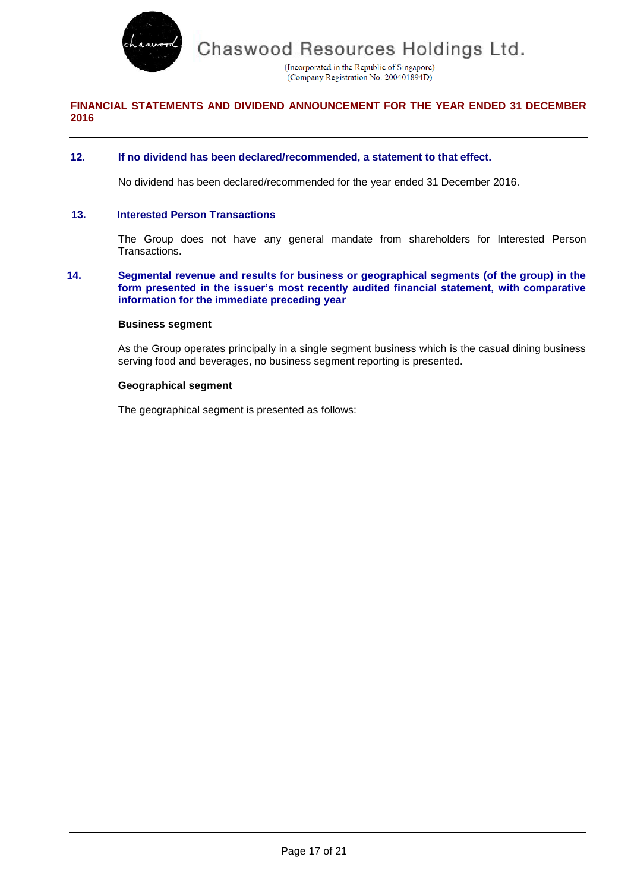**12. If no dividend has been declared/recommended, a statement to that effect.**

No dividend has been declared/recommended for the year ended 31 December 2016.

**13. Interested Person Transactions**

The Group does not have any general mandate from shareholders for Interested Person Transactions.

**14. Segmental revenue and results for business or geographical segments (of the group) in the form presented in the issuer's most recently audited financial statement, with comparative information for the immediate preceding year**

**Business segment**

As the Group operates principally in a single segment business which is the casual dining business serving food and beverages, no business segment reporting is presented.

**Geographical segment**

The geographical segment is presented as follows: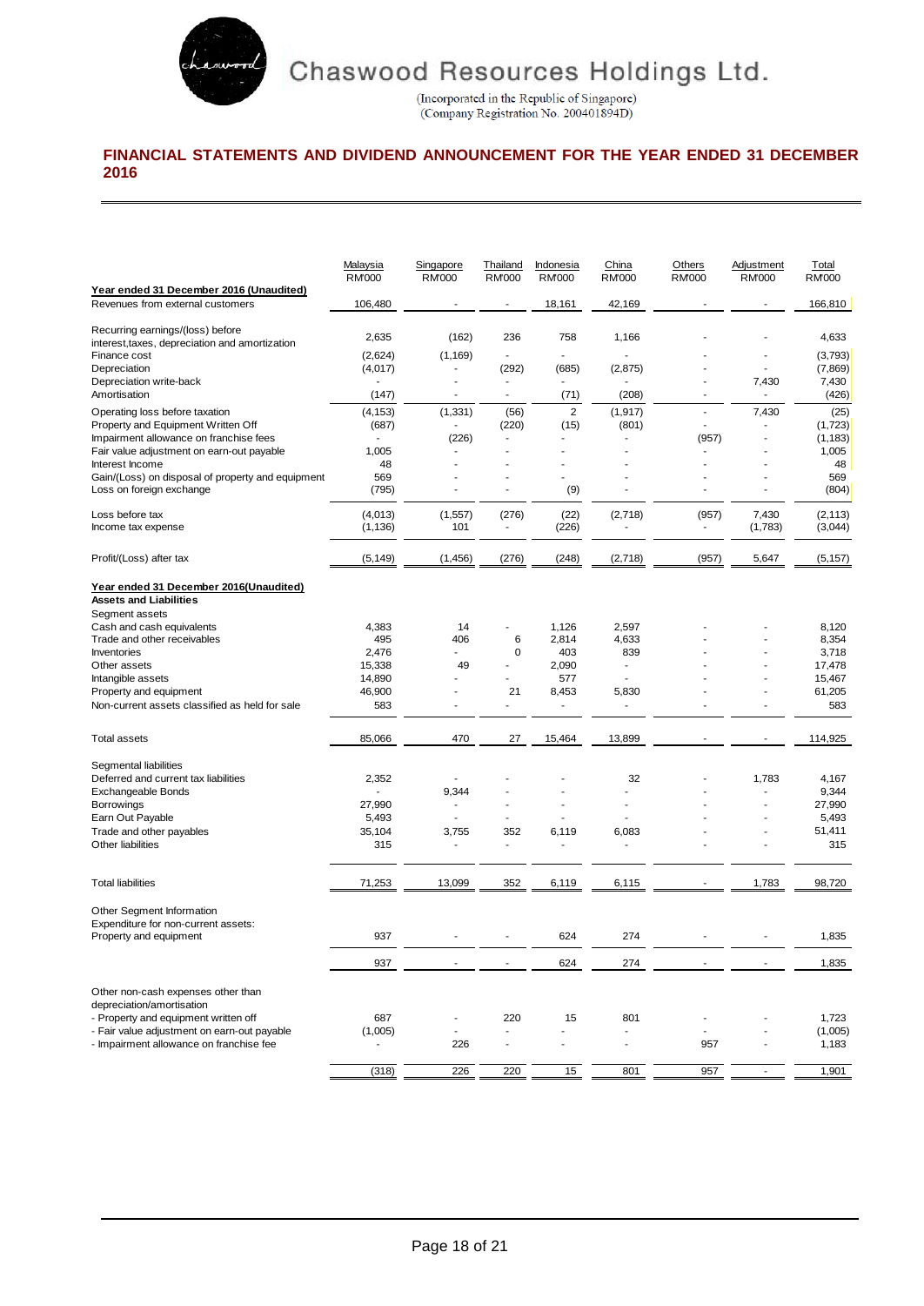# FINANCIAL STATEMENTS AND DIVIDEND ANNOUNCEMENT FOR THE YEAR ENDED 31 DECEMBER 2016

| | Malaysia RM'000 | Singapore RM'000 | Thailand RM'000 | Indonesia RM'000 | China RM'000 | Others RM'000 | Adjustment RM'000 | Total RM'000 |
|---|---|---|---|---|---|---|---|---|
| **Year ended 31 December 2016 (Unaudited)** | | | | | | | | |
| Revenues from external customers | 106,480 | - | - | 18,161 | 42,169 | - | - | 166,810 |
| Recurring earnings/(loss) before interest,taxes, depreciation and amortization | 2,635 | (162) | 236 | 758 | 1,166 | - | - | 4,633 |
| Finance cost | (2,624) | (1,169) | - | - | - | - | - | (3,793) |
| Depreciation | (4,017) | - | (292) | (685) | (2,875) | - | - | (7,869) |
| Depreciation write-back | - | - | - | - | - | - | 7,430 | 7,430 |
| Amortisation | (147) | - | - | (71) | (208) | - | - | (426) |
| Operating loss before taxation | (4,153) | (1,331) | (56) | 2 | (1,917) | - | 7,430 | (25) |
| Property and Equipment Written Off | (687) | - | (220) | (15) | (801) | - | - | (1,723) |
| Impairment allowance on franchise fees | - | (226) | - | - | - | (957) | - | (1,183) |
| Fair value adjustment on earn-out payable | 1,005 | - | - | - | - | - | - | 1,005 |
| Interest Income | 48 | - | - | - | - | - | - | 48 |
| Gain/(Loss) on disposal of property and equipment | 569 | - | - | - | - | - | - | 569 |
| Loss on foreign exchange | (795) | - | - | (9) | - | - | - | (804) |
| Loss before tax | (4,013) | (1,557) | (276) | (22) | (2,718) | (957) | 7,430 | (2,113) |
| Income tax expense | (1,136) | 101 | - | (226) | - | - | (1,783) | (3,044) |
| Profit/(Loss) after tax | (5,149) | (1,456) | (276) | (248) | (2,718) | (957) | 5,647 | (5,157) |
| **Year ended 31 December 2016(Unaudited)** | | | | | | | | |
| **Assets and Liabilities** | | | | | | | | |
| Segment assets | | | | | | | | |
| Cash and cash equivalents | 4,383 | 14 | - | 1,126 | 2,597 | - | - | 8,120 |
| Trade and other receivables | 495 | 406 | 6 | 2,814 | 4,633 | - | - | 8,354 |
| Inventories | 2,476 | - | 0 | 403 | 839 | - | - | 3,718 |
| Other assets | 15,338 | 49 | - | 2,090 | - | - | - | 17,478 |
| Intangible assets | 14,890 | - | - | 577 | - | - | - | 15,467 |
| Property and equipment | 46,900 | - | 21 | 8,453 | 5,830 | - | - | 61,205 |
| Non-current assets classified as held for sale | 583 | - | - | - | - | - | - | 583 |
| Total assets | 85,066 | 470 | 27 | 15,464 | 13,899 | - | - | 114,925 |
| Segmental liabilities | | | | | | | | |
| Deferred and current tax liabilities | 2,352 | - | - | - | 32 | - | 1,783 | 4,167 |
| Exchangeable Bonds | - | 9,344 | - | - | - | - | - | 9,344 |
| Borrowings | 27,990 | - | - | - | - | - | - | 27,990 |
| Earn Out Payable | 5,493 | - | - | - | - | - | - | 5,493 |
| Trade and other payables | 35,104 | 3,755 | 352 | 6,119 | 6,083 | - | - | 51,411 |
| Other liabilities | 315 | - | - | - | - | - | - | 315 |
| Total liabilities | 71,253 | 13,099 | 352 | 6,119 | 6,115 | - | 1,783 | 98,720 |
| Other Segment Information | | | | | | | | |
| Expenditure for non-current assets: | | | | | | | | |
| Property and equipment | 937 | - | - | 624 | 274 | - | - | 1,835 |
| | 937 | - | - | 624 | 274 | - | - | 1,835 |
| Other non-cash expenses other than depreciation/amortisation | | | | | | | | |
| - Property and equipment written off | 687 | - | 220 | 15 | 801 | - | - | 1,723 |
| - Fair value adjustment on earn-out payable | (1,005) | - | - | - | - | - | - | (1,005) |
| - Impairment allowance on franchise fee | - | 226 | - | - | - | 957 | - | 1,183 |
| | (318) | 226 | 220 | 15 | 801 | 957 | - | 1,901 |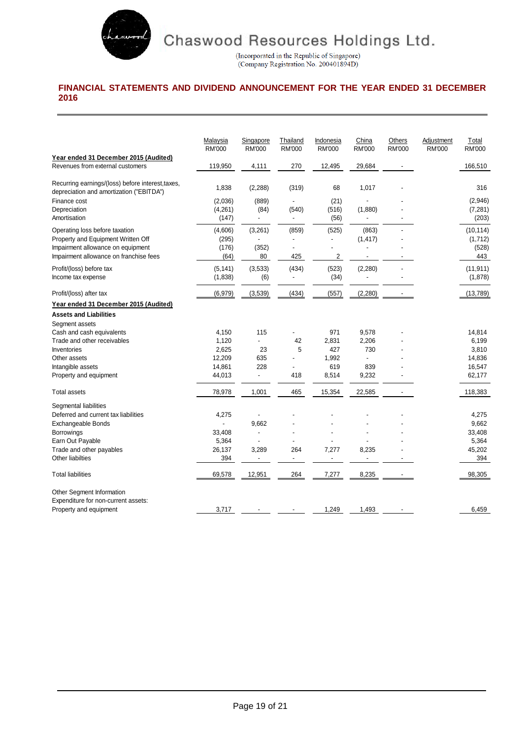# Chaswood Resources Holdings Ltd.

(Incorporated in the Republic of Singapore)
(Company Registration No. 200401894D)

## FINANCIAL STATEMENTS AND DIVIDEND ANNOUNCEMENT FOR THE YEAR ENDED 31 DECEMBER 2016

| | Malaysia RM'000 | Singapore RM'000 | Thailand RM'000 | Indonesia RM'000 | China RM'000 | Others RM'000 | Adjustment RM'000 | Total RM'000 |
|---|---|---|---|---|---|---|---|---|
| **Year ended 31 December 2015 (Audited)** | | | | | | | | |
| Revenues from external customers | 119,950 | 4,111 | 270 | 12,495 | 29,684 | - | | 166,510 |
| Recurring earnings/(loss) before interest,taxes, depreciation and amortization ("EBITDA") | 1,838 | (2,288) | (319) | 68 | 1,017 | - | | 316 |
| Finance cost | (2,036) | (889) | - | (21) | - | - | | (2,946) |
| Depreciation | (4,261) | (84) | (540) | (516) | (1,880) | - | | (7,281) |
| Amortisation | (147) | - | - | (56) | - | - | | (203) |
| Operating loss before taxation | (4,606) | (3,261) | (859) | (525) | (863) | - | | (10,114) |
| Property and Equipment Written Off | (295) | - | - | - | (1,417) | - | | (1,712) |
| Impairment allowance on equipment | (176) | (352) | - | - | - | - | | (528) |
| Impairment allowance on franchise fees | (64) | 80 | 425 | 2 | - | - | | 443 |
| Profit/(loss) before tax | (5,141) | (3,533) | (434) | (523) | (2,280) | - | | (11,911) |
| Income tax expense | (1,838) | (6) | - | (34) | - | - | | (1,878) |
| Profit/(loss) after tax | (6,979) | (3,539) | (434) | (557) | (2,280) | - | | (13,789) |
| **Year ended 31 December 2015 (Audited)** | | | | | | | | |
| **Assets and Liabilities** | | | | | | | | |
| Segment assets | | | | | | | | |
| Cash and cash equivalents | 4,150 | 115 | - | 971 | 9,578 | - | | 14,814 |
| Trade and other receivables | 1,120 | - | 42 | 2,831 | 2,206 | - | | 6,199 |
| Inventories | 2,625 | 23 | 5 | 427 | 730 | - | | 3,810 |
| Other assets | 12,209 | 635 | - | 1,992 | - | - | | 14,836 |
| Intangible assets | 14,861 | 228 | - | 619 | 839 | - | | 16,547 |
| Property and equipment | 44,013 | - | 418 | 8,514 | 9,232 | - | | 62,177 |
| Total assets | 78,978 | 1,001 | 465 | 15,354 | 22,585 | - | | 118,383 |
| Segmental liabilities | | | | | | | | |
| Deferred and current tax liabilities | 4,275 | - | - | - | - | - | | 4,275 |
| Exchangeable Bonds | - | 9,662 | - | - | - | - | | 9,662 |
| Borrowings | 33,408 | - | - | - | - | - | | 33,408 |
| Earn Out Payable | 5,364 | - | - | - | - | - | | 5,364 |
| Trade and other payables | 26,137 | 3,289 | 264 | 7,277 | 8,235 | - | | 45,202 |
| Other liabilties | 394 | - | - | - | - | - | | 394 |
| Total liabilities | 69,578 | 12,951 | 264 | 7,277 | 8,235 | - | | 98,305 |
| Other Segment Information | | | | | | | | |
| Expenditure for non-current assets: | | | | | | | | |
| Property and equipment | 3,717 | - | - | 1,249 | 1,493 | - | | 6,459 |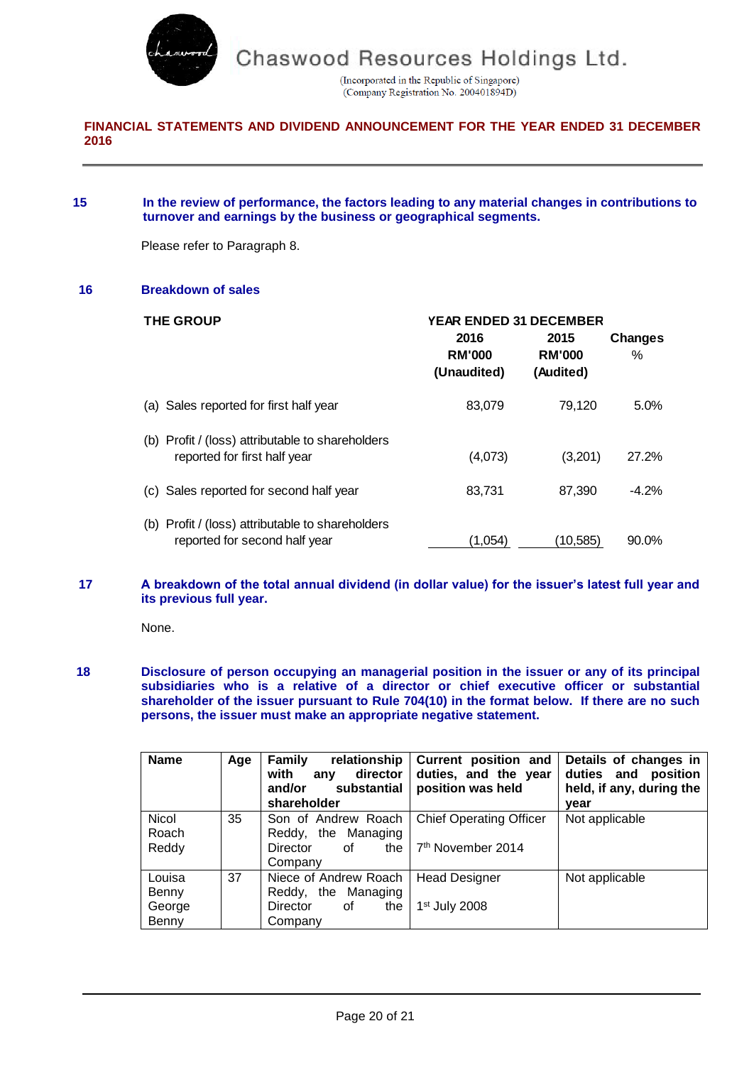Chaswood Resources Holdings Ltd.

(Incorporated in the Republic of Singapore)
(Company Registration No. 200401894D)

**FINANCIAL STATEMENTS AND DIVIDEND ANNOUNCEMENT FOR THE YEAR ENDED 31 DECEMBER 2016**

**15 In the review of performance, the factors leading to any material changes in contributions to turnover and earnings by the business or geographical segments.**

Please refer to Paragraph 8.

**16 Breakdown of sales**

| THE GROUP | YEAR ENDED 31 DECEMBER | | |
|---|---|---|---|
| | **2016 RM'000 (Unaudited)** | **2015 RM'000 (Audited)** | **Changes %** |
| (a) Sales reported for first half year | 83,079 | 79,120 | 5.0% |
| (b) Profit / (loss) attributable to shareholders reported for first half year | (4,073) | (3,201) | 27.2% |
| (c) Sales reported for second half year | 83,731 | 87,390 | -4.2% |
| (b) Profit / (loss) attributable to shareholders reported for second half year | (1,054) | (10,585) | 90.0% |

**17 A breakdown of the total annual dividend (in dollar value) for the issuer's latest full year and its previous full year.**

None.

**18 Disclosure of person occupying an managerial position in the issuer or any of its principal subsidiaries who is a relative of a director or chief executive officer or substantial shareholder of the issuer pursuant to Rule 704(10) in the format below. If there are no such persons, the issuer must make an appropriate negative statement.**

| Name | Age | Family relationship with any director and/or substantial shareholder | Current position and duties, and the year position was held | Details of changes in duties and position held, if any, during the year |
|---|---|---|---|---|
| Nicol Roach Reddy | 35 | Son of Andrew Roach Reddy, the Managing Director of the Company | Chief Operating Officer<br>7th November 2014 | Not applicable |
| Louisa Benny George Benny | 37 | Niece of Andrew Roach Reddy, the Managing Director of the Company | Head Designer<br>1st July 2008 | Not applicable |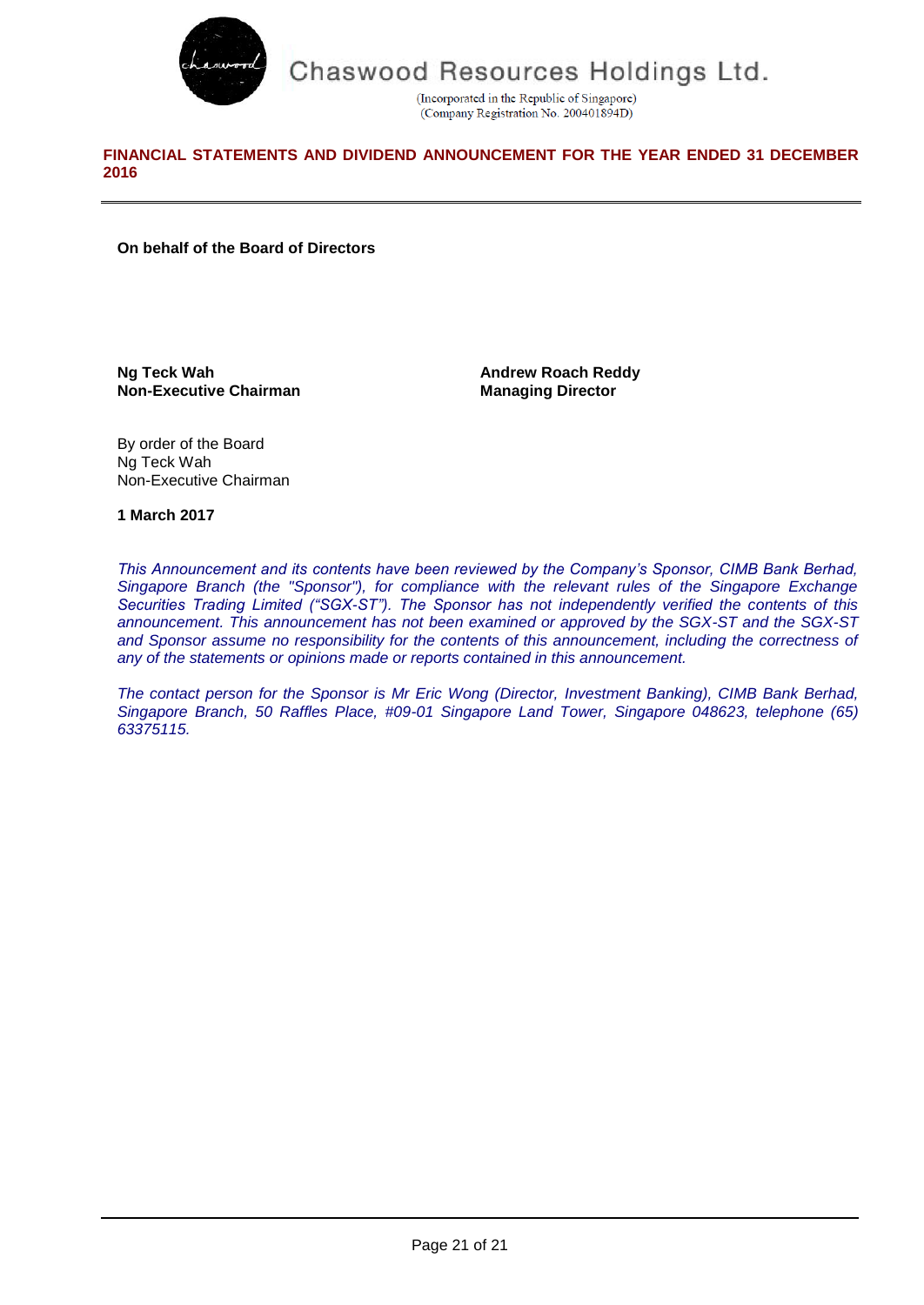**FINANCIAL STATEMENTS AND DIVIDEND ANNOUNCEMENT FOR THE YEAR ENDED 31 DECEMBER 2016**

**On behalf of the Board of Directors**

**Ng Teck Wah**
**Non-Executive Chairman**

**Andrew Roach Reddy**
**Managing Director**

By order of the Board
Ng Teck Wah
Non-Executive Chairman

**1 March 2017**

*This Announcement and its contents have been reviewed by the Company's Sponsor, CIMB Bank Berhad, Singapore Branch (the "Sponsor"), for compliance with the relevant rules of the Singapore Exchange Securities Trading Limited ("SGX-ST"). The Sponsor has not independently verified the contents of this announcement. This announcement has not been examined or approved by the SGX-ST and the SGX-ST and Sponsor assume no responsibility for the contents of this announcement, including the correctness of any of the statements or opinions made or reports contained in this announcement.*

*The contact person for the Sponsor is Mr Eric Wong (Director, Investment Banking), CIMB Bank Berhad, Singapore Branch, 50 Raffles Place, #09-01 Singapore Land Tower, Singapore 048623, telephone (65) 63375115.*